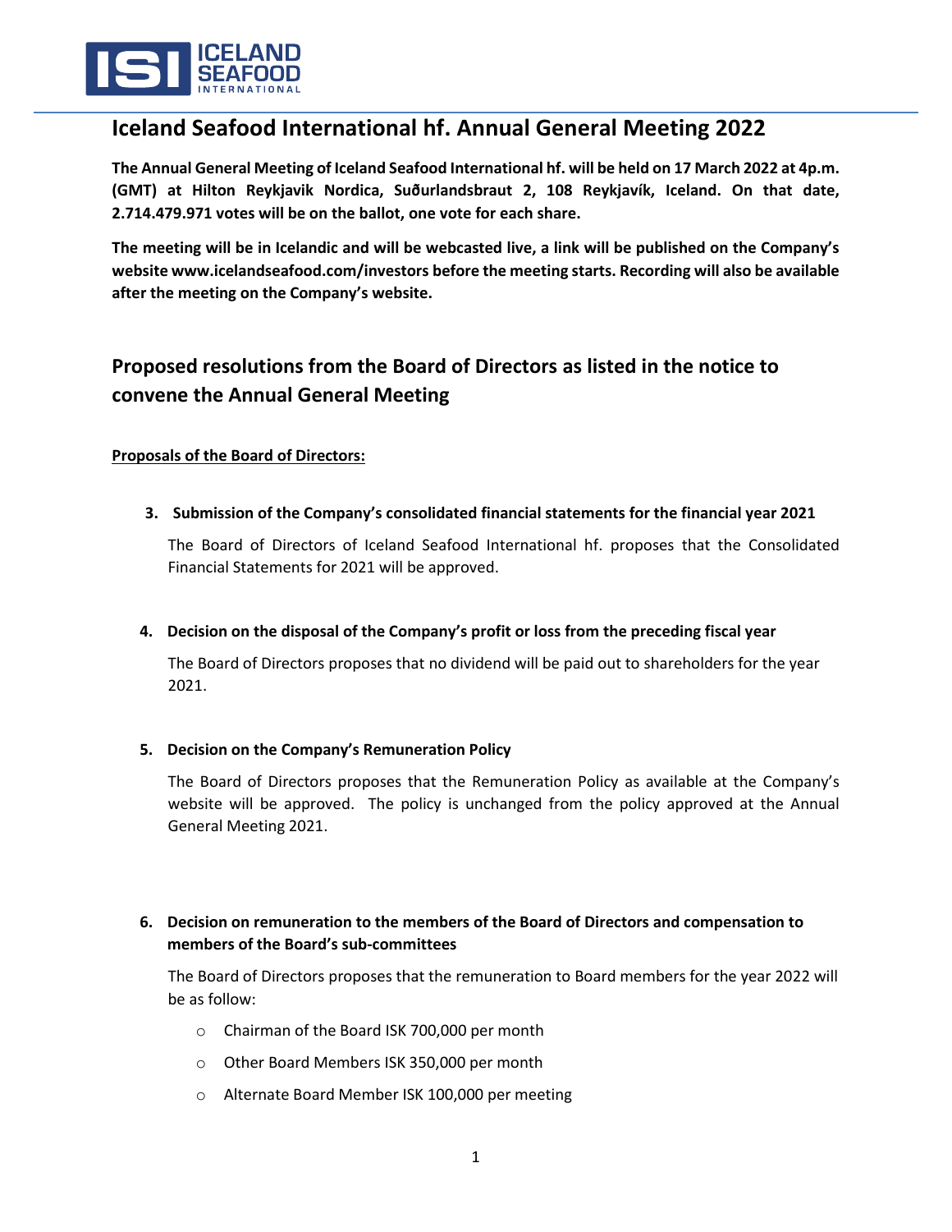# Iceland Seafood International hf. Annual General Meeting 2022

**The Annual General Meeting of Iceland Seafood International hf. will be held on 17 March 2022 at 4p.m. (GMT) at Hilton Reykjavik Nordica, Suðurlandsbraut 2, 108 Reykjavík, Iceland. On that date, 2.714.479.971 votes will be on the ballot, one vote for each share.**

**The meeting will be in Icelandic and will be webcasted live, a link will be published on the Company's website www.icelandseafood.com/investors before the meeting starts. Recording will also be available after the meeting on the Company's website.**

## Proposed resolutions from the Board of Directors as listed in the notice to convene the Annual General Meeting

**<u>Proposals of the Board of Directors:</u>**

3. **Submission of the Company's consolidated financial statements for the financial year 2021**

   The Board of Directors of Iceland Seafood International hf. proposes that the Consolidated Financial Statements for 2021 will be approved.

4. **Decision on the disposal of the Company's profit or loss from the preceding fiscal year**

   The Board of Directors proposes that no dividend will be paid out to shareholders for the year 2021.

5. **Decision on the Company's Remuneration Policy**

   The Board of Directors proposes that the Remuneration Policy as available at the Company's website will be approved. The policy is unchanged from the policy approved at the Annual General Meeting 2021.

6. **Decision on remuneration to the members of the Board of Directors and compensation to members of the Board's sub-committees**

   The Board of Directors proposes that the remuneration to Board members for the year 2022 will be as follow:

   - Chairman of the Board ISK 700,000 per month
   - Other Board Members ISK 350,000 per month
   - Alternate Board Member ISK 100,000 per meeting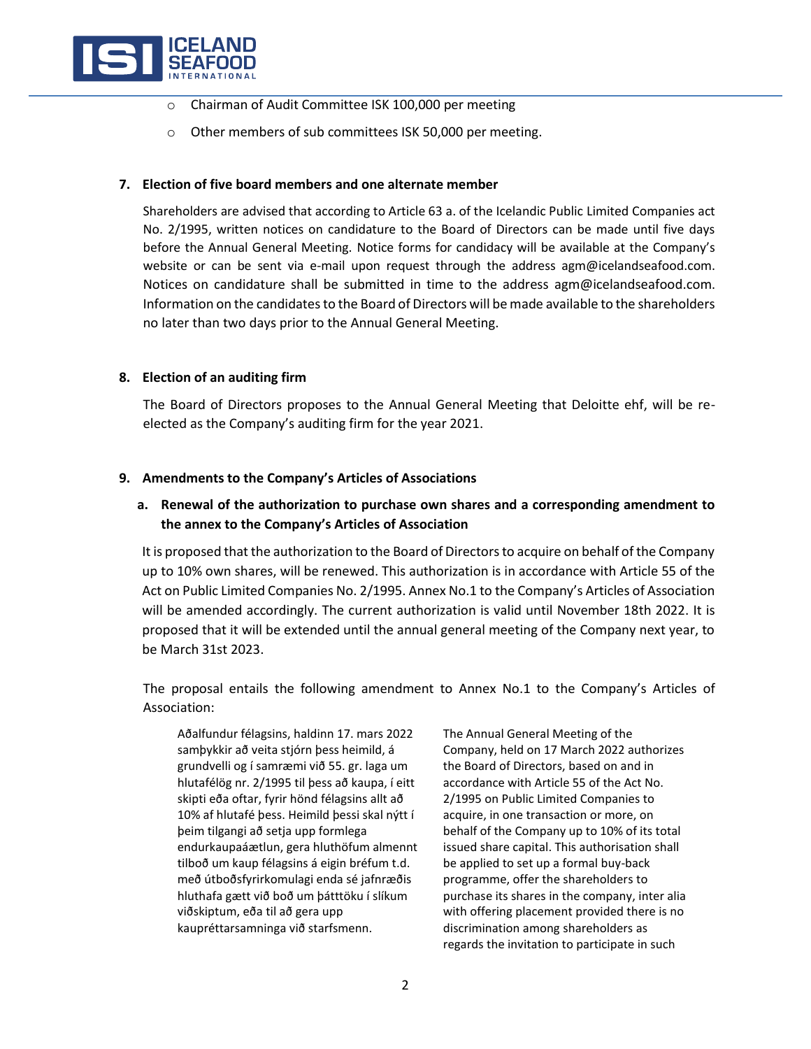- Chairman of Audit Committee ISK 100,000 per meeting
- Other members of sub committees ISK 50,000 per meeting.

**7. Election of five board members and one alternate member**

Shareholders are advised that according to Article 63 a. of the Icelandic Public Limited Companies act No. 2/1995, written notices on candidature to the Board of Directors can be made until five days before the Annual General Meeting. Notice forms for candidacy will be available at the Company's website or can be sent via e-mail upon request through the address agm@icelandseafood.com. Notices on candidature shall be submitted in time to the address agm@icelandseafood.com. Information on the candidates to the Board of Directors will be made available to the shareholders no later than two days prior to the Annual General Meeting.

**8. Election of an auditing firm**

The Board of Directors proposes to the Annual General Meeting that Deloitte ehf, will be re-elected as the Company's auditing firm for the year 2021.

**9. Amendments to the Company's Articles of Associations**

**a. Renewal of the authorization to purchase own shares and a corresponding amendment to the annex to the Company's Articles of Association**

It is proposed that the authorization to the Board of Directors to acquire on behalf of the Company up to 10% own shares, will be renewed. This authorization is in accordance with Article 55 of the Act on Public Limited Companies No. 2/1995. Annex No.1 to the Company's Articles of Association will be amended accordingly. The current authorization is valid until November 18th 2022. It is proposed that it will be extended until the annual general meeting of the Company next year, to be March 31st 2023.

The proposal entails the following amendment to Annex No.1 to the Company's Articles of Association:

Aðalfundur félagsins, haldinn 17. mars 2022 samþykkir að veita stjórn þess heimild, á grundvelli og í samræmi við 55. gr. laga um hlutafélög nr. 2/1995 til þess að kaupa, í eitt skipti eða oftar, fyrir hönd félagsins allt að 10% af hlutafé þess. Heimild þessi skal nýtt í þeim tilgangi að setja upp formlega endurkaupaáætlun, gera hluthöfum almennt tilboð um kaup félagsins á eigin bréfum t.d. með útboðsfyrirkomulagi enda sé jafnræðis hluthafa gætt við boð um þátttöku í slíkum viðskiptum, eða til að gera upp kaupréttarsamninga við starfsmenn.

The Annual General Meeting of the Company, held on 17 March 2022 authorizes the Board of Directors, based on and in accordance with Article 55 of the Act No. 2/1995 on Public Limited Companies to acquire, in one transaction or more, on behalf of the Company up to 10% of its total issued share capital. This authorisation shall be applied to set up a formal buy-back programme, offer the shareholders to purchase its shares in the company, inter alia with offering placement provided there is no discrimination among shareholders as regards the invitation to participate in such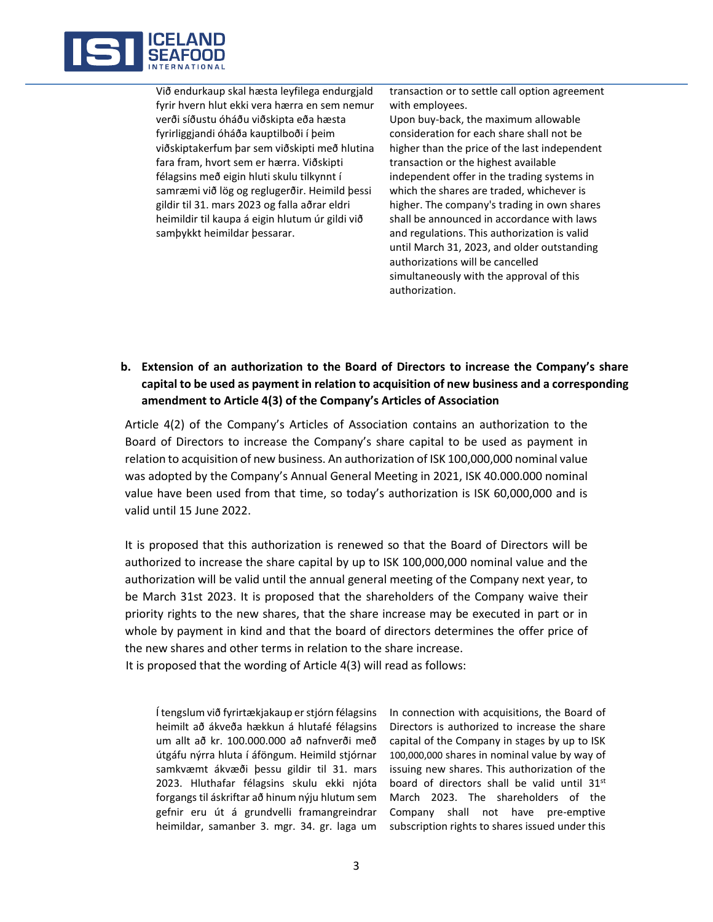| | |
|---|---|
| Við endurkaup skal hæsta leyfilega endurgjald fyrir hvern hlut ekki vera hærra en sem nemur verði síðustu óháðu viðskipta eða hæsta fyrirliggjandi óháða kauptilboði í þeim viðskiptakerfum þar sem viðskipti með hlutina fara fram, hvort sem er hærra. Viðskipti félagsins með eigin hluti skulu tilkynnt í samræmi við lög og reglugerðir. Heimild þessi gildir til 31. mars 2023 og falla aðrar eldri heimildir til kaupa á eigin hlutum úr gildi við samþykkt heimildar þessarar. | transaction or to settle call option agreement with employees. Upon buy-back, the maximum allowable consideration for each share shall not be higher than the price of the last independent transaction or the highest available independent offer in the trading systems in which the shares are traded, whichever is higher. The company's trading in own shares shall be announced in accordance with laws and regulations. This authorization is valid until March 31, 2023, and older outstanding authorizations will be cancelled simultaneously with the approval of this authorization. |

**b. Extension of an authorization to the Board of Directors to increase the Company's share capital to be used as payment in relation to acquisition of new business and a corresponding amendment to Article 4(3) of the Company's Articles of Association**

Article 4(2) of the Company's Articles of Association contains an authorization to the Board of Directors to increase the Company's share capital to be used as payment in relation to acquisition of new business. An authorization of ISK 100,000,000 nominal value was adopted by the Company's Annual General Meeting in 2021, ISK 40.000.000 nominal value have been used from that time, so today's authorization is ISK 60,000,000 and is valid until 15 June 2022.

It is proposed that this authorization is renewed so that the Board of Directors will be authorized to increase the share capital by up to ISK 100,000,000 nominal value and the authorization will be valid until the annual general meeting of the Company next year, to be March 31st 2023. It is proposed that the shareholders of the Company waive their priority rights to the new shares, that the share increase may be executed in part or in whole by payment in kind and that the board of directors determines the offer price of the new shares and other terms in relation to the share increase.

It is proposed that the wording of Article 4(3) will read as follows:

| | |
|---|---|
| Í tengslum við fyrirtækjakaup er stjórn félagsins heimilt að ákveða hækkun á hlutafé félagsins um allt að kr. 100.000.000 að nafnverði með útgáfu nýrra hluta í áföngum. Heimild stjórnar samkvæmt ákvæði þessu gildir til 31. mars 2023. Hluthafar félagsins skulu ekki njóta forgangs til áskriftar að hinum nýju hlutum sem gefnir eru út á grundvelli framangreindrar heimildar, samanber 3. mgr. 34. gr. laga um | In connection with acquisitions, the Board of Directors is authorized to increase the share capital of the Company in stages by up to ISK 100,000,000 shares in nominal value by way of issuing new shares. This authorization of the board of directors shall be valid until 31st March 2023. The shareholders of the Company shall not have pre-emptive subscription rights to shares issued under this |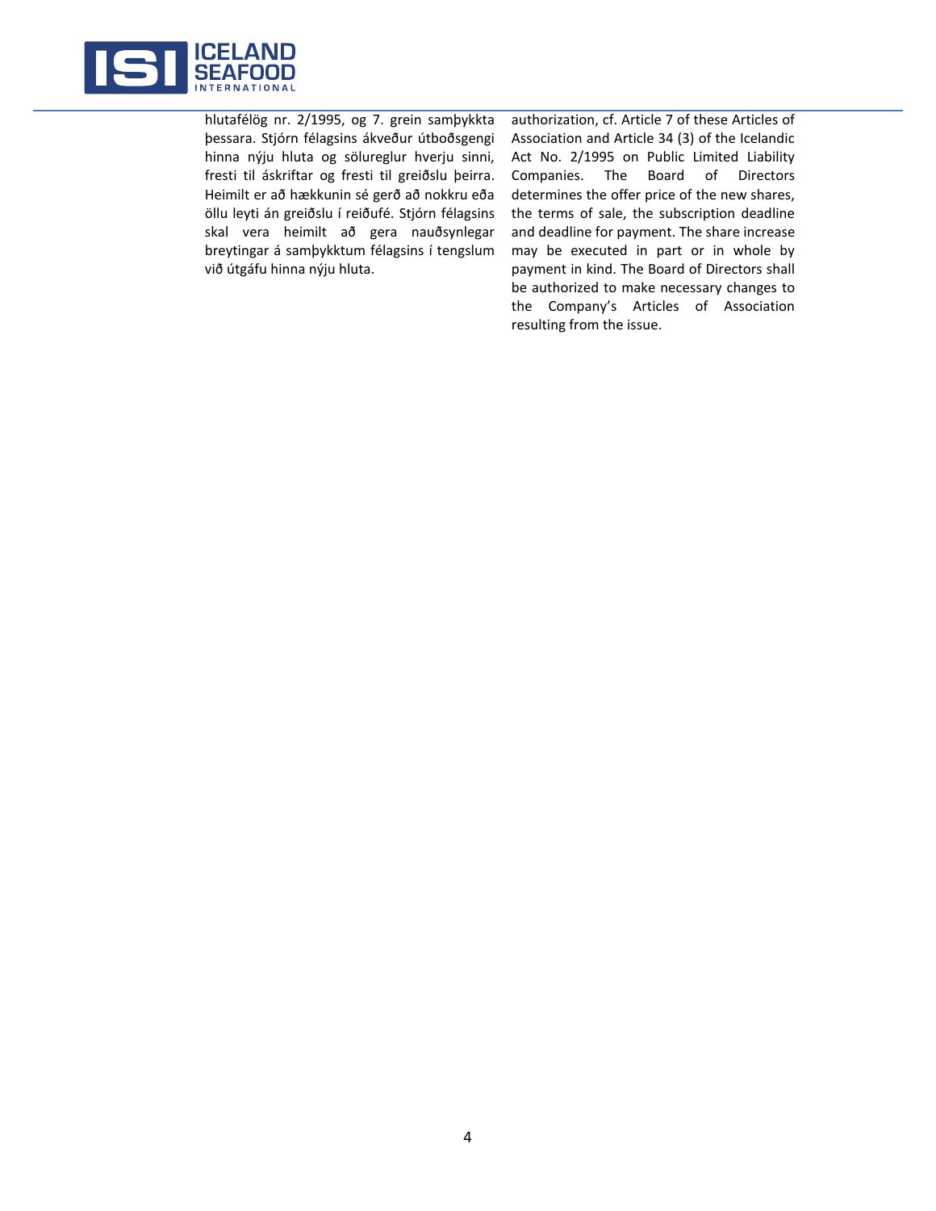hlutafélög nr. 2/1995, og 7. grein samþykkta þessara. Stjórn félagsins ákveður útboðsgengi hinna nýju hluta og sölureglur hverju sinni, fresti til áskriftar og fresti til greiðslu þeirra. Heimilt er að hækkunin sé gerð að nokkru eða öllu leyti án greiðslu í reiðufé. Stjórn félagsins skal vera heimilt að gera nauðsynlegar breytingar á samþykktum félagsins í tengslum við útgáfu hinna nýju hluta.

authorization, cf. Article 7 of these Articles of Association and Article 34 (3) of the Icelandic Act No. 2/1995 on Public Limited Liability Companies. The Board of Directors determines the offer price of the new shares, the terms of sale, the subscription deadline and deadline for payment. The share increase may be executed in part or in whole by payment in kind. The Board of Directors shall be authorized to make necessary changes to the Company's Articles of Association resulting from the issue.